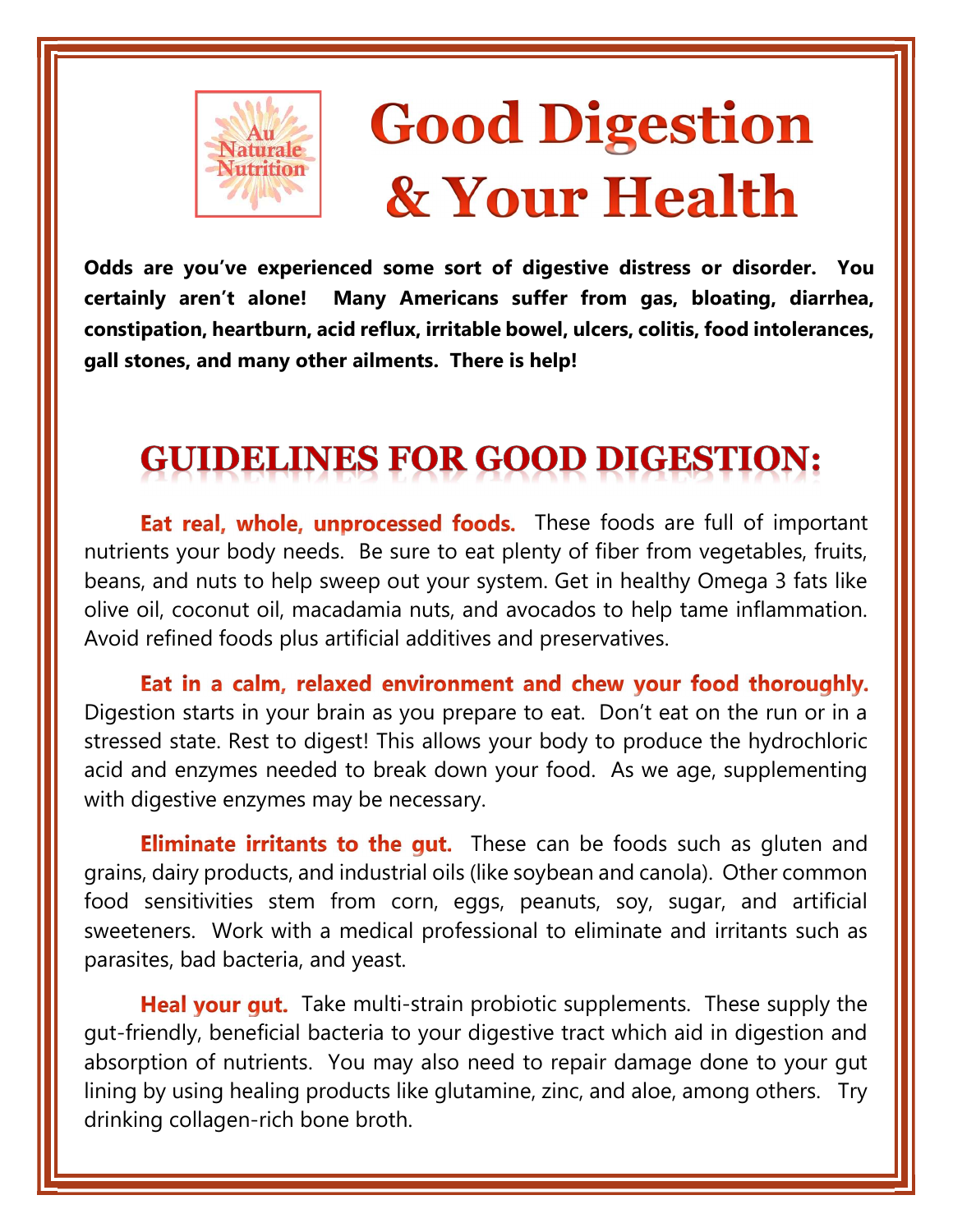Au Naturale Nutrition

# Good Digestion & Your Health

**Odds are you've experienced some sort of digestive distress or disorder. You certainly aren't alone! Many Americans suffer from gas, bloating, diarrhea, constipation, heartburn, acid reflux, irritable bowel, ulcers, colitis, food intolerances, gall stones, and many other ailments. There is help!**

## GUIDELINES FOR GOOD DIGESTION:

**Eat real, whole, unprocessed foods.** These foods are full of important nutrients your body needs. Be sure to eat plenty of fiber from vegetables, fruits, beans, and nuts to help sweep out your system. Get in healthy Omega 3 fats like olive oil, coconut oil, macadamia nuts, and avocados to help tame inflammation. Avoid refined foods plus artificial additives and preservatives.

**Eat in a calm, relaxed environment and chew your food thoroughly.** Digestion starts in your brain as you prepare to eat. Don't eat on the run or in a stressed state. Rest to digest! This allows your body to produce the hydrochloric acid and enzymes needed to break down your food. As we age, supplementing with digestive enzymes may be necessary.

**Eliminate irritants to the gut.** These can be foods such as gluten and grains, dairy products, and industrial oils (like soybean and canola). Other common food sensitivities stem from corn, eggs, peanuts, soy, sugar, and artificial sweeteners. Work with a medical professional to eliminate and irritants such as parasites, bad bacteria, and yeast.

**Heal your gut.** Take multi-strain probiotic supplements. These supply the gut-friendly, beneficial bacteria to your digestive tract which aid in digestion and absorption of nutrients. You may also need to repair damage done to your gut lining by using healing products like glutamine, zinc, and aloe, among others. Try drinking collagen-rich bone broth.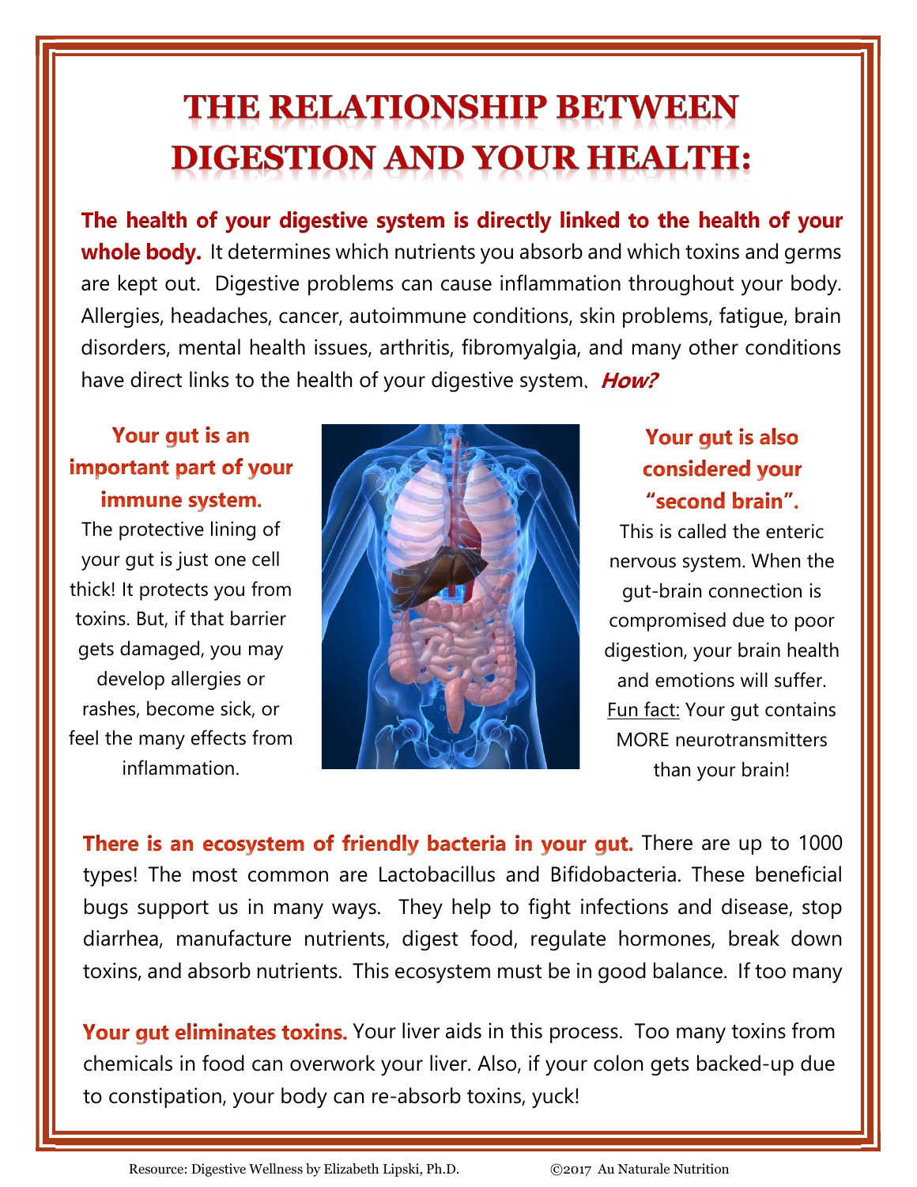# THE RELATIONSHIP BETWEEN DIGESTION AND YOUR HEALTH:

**The health of your digestive system is directly linked to the health of your whole body.** It determines which nutrients you absorb and which toxins and germs are kept out. Digestive problems can cause inflammation throughout your body. Allergies, headaches, cancer, autoimmune conditions, skin problems, fatigue, brain disorders, mental health issues, arthritis, fibromyalgia, and many other conditions have direct links to the health of your digestive system. ***How?***

**Your gut is an important part of your immune system.** The protective lining of your gut is just one cell thick! It protects you from toxins. But, if that barrier gets damaged, you may develop allergies or rashes, become sick, or feel the many effects from inflammation.

**Your gut is also considered your "second brain".** This is called the enteric nervous system. When the gut-brain connection is compromised due to poor digestion, your brain health and emotions will suffer. Fun fact: Your gut contains MORE neurotransmitters than your brain!

**There is an ecosystem of friendly bacteria in your gut.** There are up to 1000 types! The most common are Lactobacillus and Bifidobacteria. These beneficial bugs support us in many ways. They help to fight infections and disease, stop diarrhea, manufacture nutrients, digest food, regulate hormones, break down toxins, and absorb nutrients. This ecosystem must be in good balance. If too many

**Your gut eliminates toxins.** Your liver aids in this process. Too many toxins from chemicals in food can overwork your liver. Also, if your colon gets backed-up due to constipation, your body can re-absorb toxins, yuck!

Resource: Digestive Wellness by Elizabeth Lipski, Ph.D. ©2017 Au Naturale Nutrition